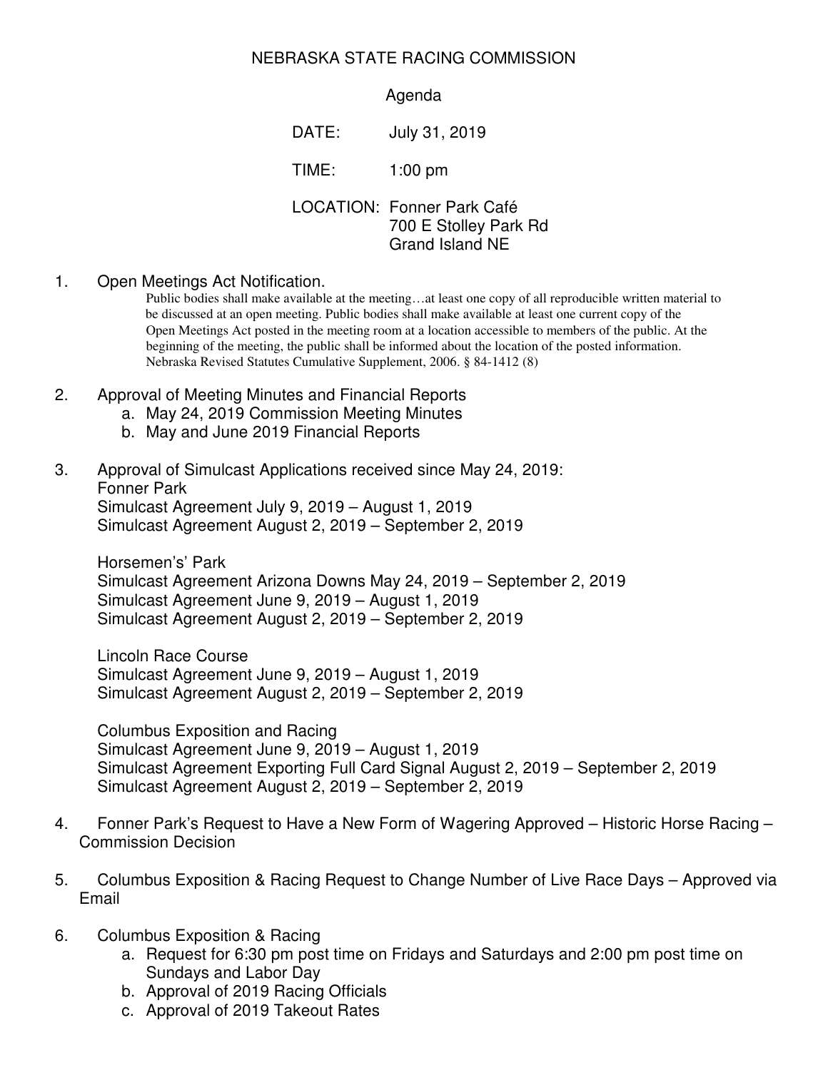# NEBRASKA STATE RACING COMMISSION

Agenda

DATE: July 31, 2019

TIME: 1:00 pm

LOCATION: Fonner Park Café
700 E Stolley Park Rd
Grand Island NE

1. Open Meetings Act Notification.

   Public bodies shall make available at the meeting…at least one copy of all reproducible written material to be discussed at an open meeting. Public bodies shall make available at least one current copy of the Open Meetings Act posted in the meeting room at a location accessible to members of the public. At the beginning of the meeting, the public shall be informed about the location of the posted information. Nebraska Revised Statutes Cumulative Supplement, 2006. § 84-1412 (8)

2. Approval of Meeting Minutes and Financial Reports
   a. May 24, 2019 Commission Meeting Minutes
   b. May and June 2019 Financial Reports

3. Approval of Simulcast Applications received since May 24, 2019:

   Fonner Park
   Simulcast Agreement July 9, 2019 – August 1, 2019
   Simulcast Agreement August 2, 2019 – September 2, 2019

   Horsemen's' Park
   Simulcast Agreement Arizona Downs May 24, 2019 – September 2, 2019
   Simulcast Agreement June 9, 2019 – August 1, 2019
   Simulcast Agreement August 2, 2019 – September 2, 2019

   Lincoln Race Course
   Simulcast Agreement June 9, 2019 – August 1, 2019
   Simulcast Agreement August 2, 2019 – September 2, 2019

   Columbus Exposition and Racing
   Simulcast Agreement June 9, 2019 – August 1, 2019
   Simulcast Agreement Exporting Full Card Signal August 2, 2019 – September 2, 2019
   Simulcast Agreement August 2, 2019 – September 2, 2019

4. Fonner Park's Request to Have a New Form of Wagering Approved – Historic Horse Racing – Commission Decision

5. Columbus Exposition & Racing Request to Change Number of Live Race Days – Approved via Email

6. Columbus Exposition & Racing
   a. Request for 6:30 pm post time on Fridays and Saturdays and 2:00 pm post time on Sundays and Labor Day
   b. Approval of 2019 Racing Officials
   c. Approval of 2019 Takeout Rates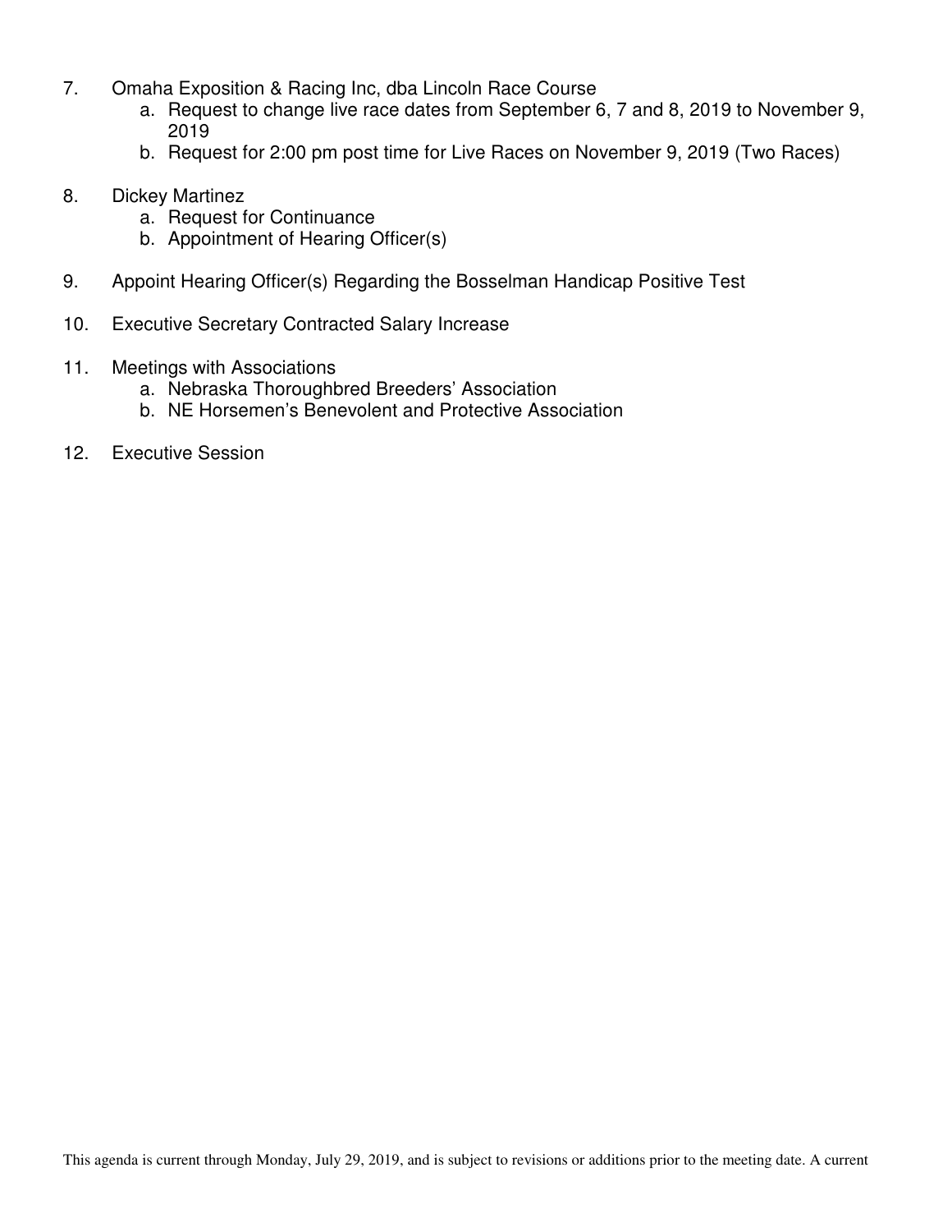7. Omaha Exposition & Racing Inc, dba Lincoln Race Course
   a. Request to change live race dates from September 6, 7 and 8, 2019 to November 9, 2019
   b. Request for 2:00 pm post time for Live Races on November 9, 2019 (Two Races)

8. Dickey Martinez
   a. Request for Continuance
   b. Appointment of Hearing Officer(s)

9. Appoint Hearing Officer(s) Regarding the Bosselman Handicap Positive Test

10. Executive Secretary Contracted Salary Increase

11. Meetings with Associations
    a. Nebraska Thoroughbred Breeders' Association
    b. NE Horsemen's Benevolent and Protective Association

12. Executive Session

This agenda is current through Monday, July 29, 2019, and is subject to revisions or additions prior to the meeting date. A current